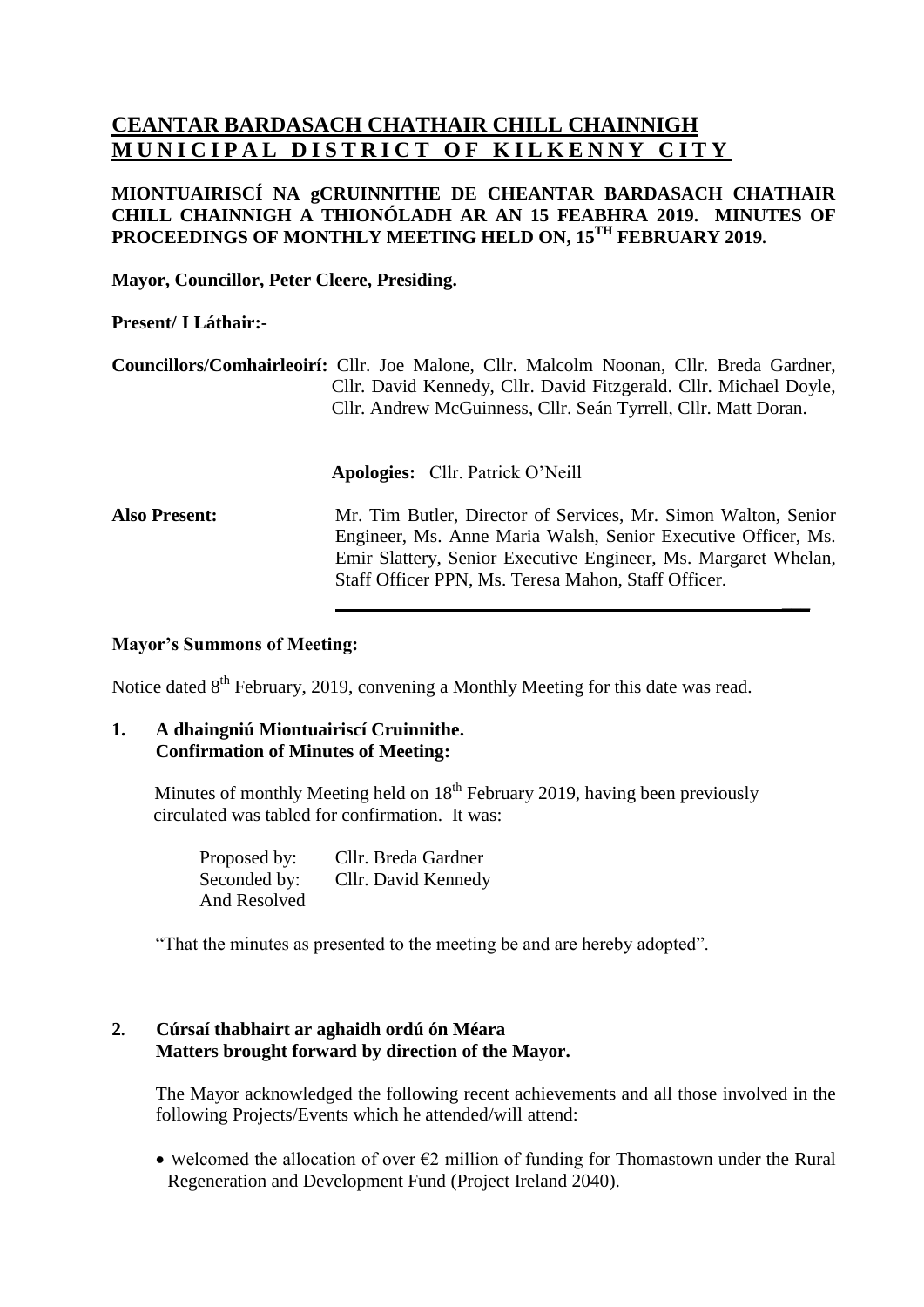# CEANTAR BARDASACH CHATHAIR CHILL CHAINNIGH
# MUNICIPAL DISTRICT OF KILKENNY CITY

**MIONTUAIRISCÍ NA gCRUINNITHE DE CHEANTAR BARDASACH CHATHAIR CHILL CHAINNIGH A THIONÓLADH AR AN 15 FEABHRA 2019. MINUTES OF PROCEEDINGS OF MONTHLY MEETING HELD ON, 15TH FEBRUARY 2019.**

**Mayor, Councillor, Peter Cleere, Presiding.**

**Present/ I Láthair:-**

**Councillors/Comhairleoirí:** Cllr. Joe Malone, Cllr. Malcolm Noonan, Cllr. Breda Gardner, Cllr. David Kennedy, Cllr. David Fitzgerald. Cllr. Michael Doyle, Cllr. Andrew McGuinness, Cllr. Seán Tyrrell, Cllr. Matt Doran.

**Apologies:** Cllr. Patrick O'Neill

**Also Present:** Mr. Tim Butler, Director of Services, Mr. Simon Walton, Senior Engineer, Ms. Anne Maria Walsh, Senior Executive Officer, Ms. Emir Slattery, Senior Executive Engineer, Ms. Margaret Whelan, Staff Officer PPN, Ms. Teresa Mahon, Staff Officer.

---

**Mayor's Summons of Meeting:**

Notice dated 8th February, 2019, convening a Monthly Meeting for this date was read.

**1. A dhaingniú Miontuairiscí Cruinnithe.
Confirmation of Minutes of Meeting:**

Minutes of monthly Meeting held on 18th February 2019, having been previously circulated was tabled for confirmation. It was:

Proposed by: Cllr. Breda Gardner
Seconded by: Cllr. David Kennedy
And Resolved

"That the minutes as presented to the meeting be and are hereby adopted".

**2. Cúrsaí thabhairt ar aghaidh ordú ón Méara
Matters brought forward by direction of the Mayor.**

The Mayor acknowledged the following recent achievements and all those involved in the following Projects/Events which he attended/will attend:

- Welcomed the allocation of over €2 million of funding for Thomastown under the Rural Regeneration and Development Fund (Project Ireland 2040).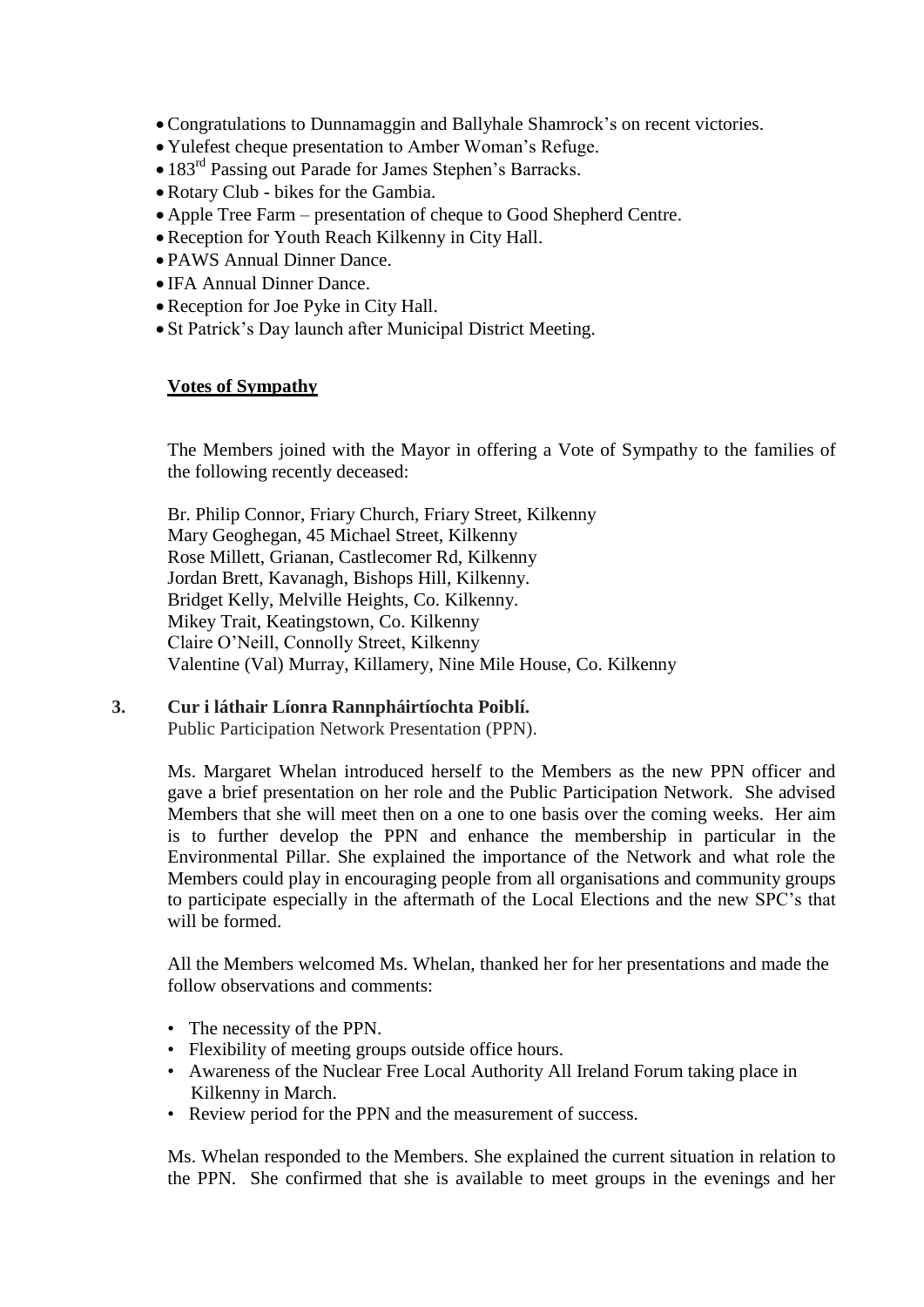- Congratulations to Dunnamaggin and Ballyhale Shamrock's on recent victories.
- Yulefest cheque presentation to Amber Woman's Refuge.
- 183rd Passing out Parade for James Stephen's Barracks.
- Rotary Club - bikes for the Gambia.
- Apple Tree Farm – presentation of cheque to Good Shepherd Centre.
- Reception for Youth Reach Kilkenny in City Hall.
- PAWS Annual Dinner Dance.
- IFA Annual Dinner Dance.
- Reception for Joe Pyke in City Hall.
- St Patrick's Day launch after Municipal District Meeting.

**Votes of Sympathy**

The Members joined with the Mayor in offering a Vote of Sympathy to the families of the following recently deceased:

Br. Philip Connor, Friary Church, Friary Street, Kilkenny
Mary Geoghegan, 45 Michael Street, Kilkenny
Rose Millett, Grianan, Castlecomer Rd, Kilkenny
Jordan Brett, Kavanagh, Bishops Hill, Kilkenny.
Bridget Kelly, Melville Heights, Co. Kilkenny.
Mikey Trait, Keatingstown, Co. Kilkenny
Claire O'Neill, Connolly Street, Kilkenny
Valentine (Val) Murray, Killamery, Nine Mile House, Co. Kilkenny

**3. Cur i láthair Líonra Rannpháirtíochta Poiblí.**
Public Participation Network Presentation (PPN).

Ms. Margaret Whelan introduced herself to the Members as the new PPN officer and gave a brief presentation on her role and the Public Participation Network. She advised Members that she will meet then on a one to one basis over the coming weeks. Her aim is to further develop the PPN and enhance the membership in particular in the Environmental Pillar. She explained the importance of the Network and what role the Members could play in encouraging people from all organisations and community groups to participate especially in the aftermath of the Local Elections and the new SPC's that will be formed.

All the Members welcomed Ms. Whelan, thanked her for her presentations and made the follow observations and comments:

- The necessity of the PPN.
- Flexibility of meeting groups outside office hours.
- Awareness of the Nuclear Free Local Authority All Ireland Forum taking place in Kilkenny in March.
- Review period for the PPN and the measurement of success.

Ms. Whelan responded to the Members. She explained the current situation in relation to the PPN. She confirmed that she is available to meet groups in the evenings and her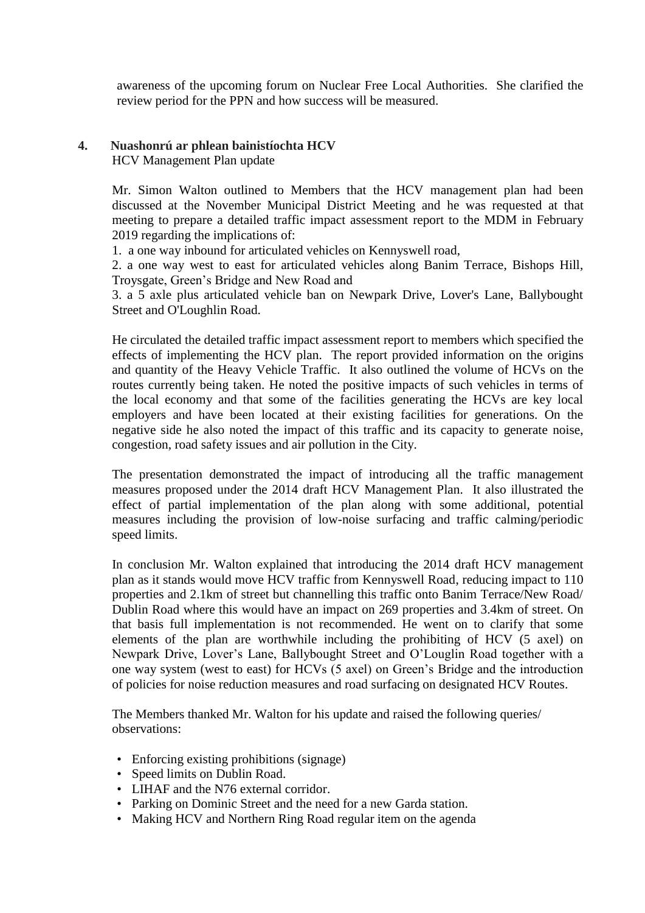awareness of the upcoming forum on Nuclear Free Local Authorities. She clarified the review period for the PPN and how success will be measured.

## 4. Nuashonrú ar phlean bainistíochta HCV

HCV Management Plan update

Mr. Simon Walton outlined to Members that the HCV management plan had been discussed at the November Municipal District Meeting and he was requested at that meeting to prepare a detailed traffic impact assessment report to the MDM in February 2019 regarding the implications of:

1. a one way inbound for articulated vehicles on Kennyswell road,
2. a one way west to east for articulated vehicles along Banim Terrace, Bishops Hill, Troysgate, Green's Bridge and New Road and
3. a 5 axle plus articulated vehicle ban on Newpark Drive, Lover's Lane, Ballybought Street and O'Loughlin Road.

He circulated the detailed traffic impact assessment report to members which specified the effects of implementing the HCV plan. The report provided information on the origins and quantity of the Heavy Vehicle Traffic. It also outlined the volume of HCVs on the routes currently being taken. He noted the positive impacts of such vehicles in terms of the local economy and that some of the facilities generating the HCVs are key local employers and have been located at their existing facilities for generations. On the negative side he also noted the impact of this traffic and its capacity to generate noise, congestion, road safety issues and air pollution in the City.

The presentation demonstrated the impact of introducing all the traffic management measures proposed under the 2014 draft HCV Management Plan. It also illustrated the effect of partial implementation of the plan along with some additional, potential measures including the provision of low-noise surfacing and traffic calming/periodic speed limits.

In conclusion Mr. Walton explained that introducing the 2014 draft HCV management plan as it stands would move HCV traffic from Kennyswell Road, reducing impact to 110 properties and 2.1km of street but channelling this traffic onto Banim Terrace/New Road/ Dublin Road where this would have an impact on 269 properties and 3.4km of street. On that basis full implementation is not recommended. He went on to clarify that some elements of the plan are worthwhile including the prohibiting of HCV (5 axel) on Newpark Drive, Lover's Lane, Ballybought Street and O'Louglin Road together with a one way system (west to east) for HCVs (5 axel) on Green's Bridge and the introduction of policies for noise reduction measures and road surfacing on designated HCV Routes.

The Members thanked Mr. Walton for his update and raised the following queries/ observations:

- Enforcing existing prohibitions (signage)
- Speed limits on Dublin Road.
- LIHAF and the N76 external corridor.
- Parking on Dominic Street and the need for a new Garda station.
- Making HCV and Northern Ring Road regular item on the agenda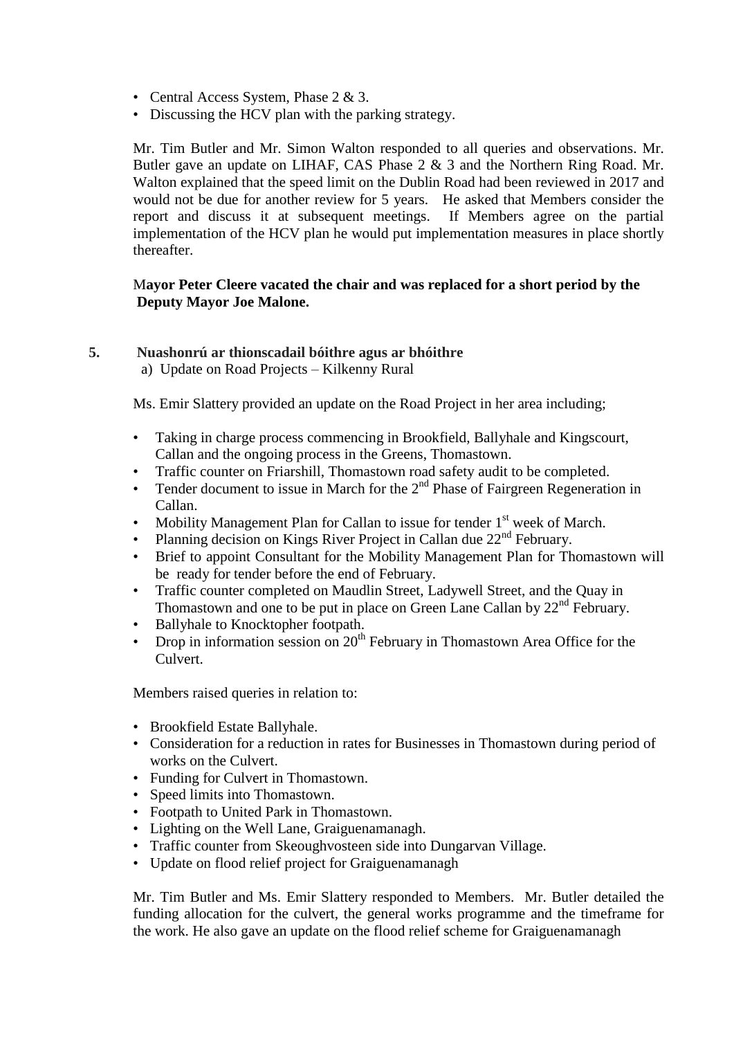- Central Access System, Phase 2 & 3.
- Discussing the HCV plan with the parking strategy.

Mr. Tim Butler and Mr. Simon Walton responded to all queries and observations. Mr. Butler gave an update on LIHAF, CAS Phase 2 & 3 and the Northern Ring Road. Mr. Walton explained that the speed limit on the Dublin Road had been reviewed in 2017 and would not be due for another review for 5 years. He asked that Members consider the report and discuss it at subsequent meetings. If Members agree on the partial implementation of the HCV plan he would put implementation measures in place shortly thereafter.

**Mayor Peter Cleere vacated the chair and was replaced for a short period by the Deputy Mayor Joe Malone.**

**5. Nuashonrú ar thionscadail bóithre agus ar bhóithre**

a) Update on Road Projects – Kilkenny Rural

Ms. Emir Slattery provided an update on the Road Project in her area including;

- Taking in charge process commencing in Brookfield, Ballyhale and Kingscourt, Callan and the ongoing process in the Greens, Thomastown.
- Traffic counter on Friarshill, Thomastown road safety audit to be completed.
- Tender document to issue in March for the 2nd Phase of Fairgreen Regeneration in Callan.
- Mobility Management Plan for Callan to issue for tender 1st week of March.
- Planning decision on Kings River Project in Callan due 22nd February.
- Brief to appoint Consultant for the Mobility Management Plan for Thomastown will be ready for tender before the end of February.
- Traffic counter completed on Maudlin Street, Ladywell Street, and the Quay in Thomastown and one to be put in place on Green Lane Callan by 22nd February.
- Ballyhale to Knocktopher footpath.
- Drop in information session on 20th February in Thomastown Area Office for the Culvert.

Members raised queries in relation to:

- Brookfield Estate Ballyhale.
- Consideration for a reduction in rates for Businesses in Thomastown during period of works on the Culvert.
- Funding for Culvert in Thomastown.
- Speed limits into Thomastown.
- Footpath to United Park in Thomastown.
- Lighting on the Well Lane, Graiguenamanagh.
- Traffic counter from Skeoughvosteen side into Dungarvan Village.
- Update on flood relief project for Graiguenamanagh

Mr. Tim Butler and Ms. Emir Slattery responded to Members. Mr. Butler detailed the funding allocation for the culvert, the general works programme and the timeframe for the work. He also gave an update on the flood relief scheme for Graiguenamanagh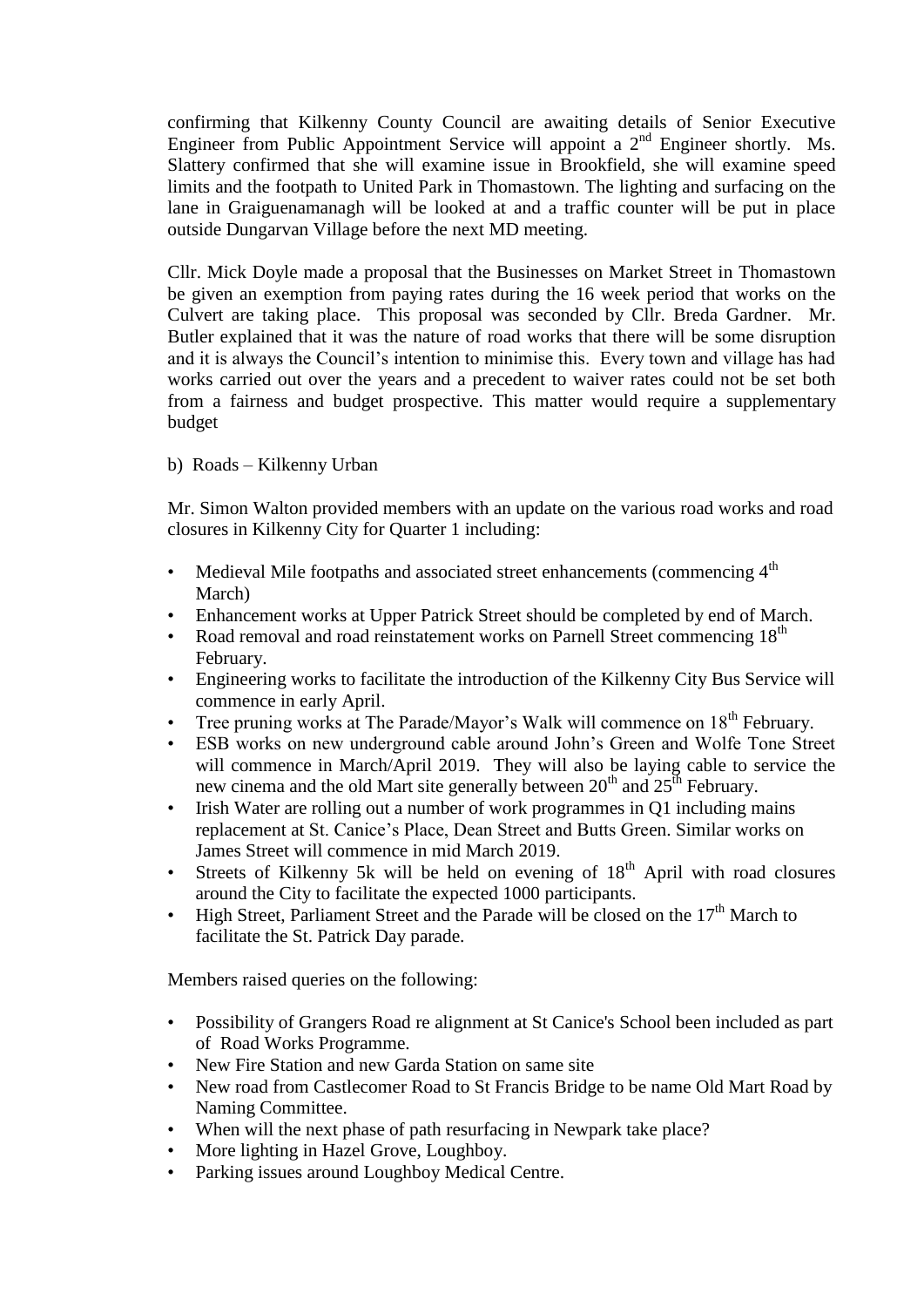confirming that Kilkenny County Council are awaiting details of Senior Executive Engineer from Public Appointment Service will appoint a 2nd Engineer shortly. Ms. Slattery confirmed that she will examine issue in Brookfield, she will examine speed limits and the footpath to United Park in Thomastown. The lighting and surfacing on the lane in Graiguenamanagh will be looked at and a traffic counter will be put in place outside Dungarvan Village before the next MD meeting.

Cllr. Mick Doyle made a proposal that the Businesses on Market Street in Thomastown be given an exemption from paying rates during the 16 week period that works on the Culvert are taking place. This proposal was seconded by Cllr. Breda Gardner. Mr. Butler explained that it was the nature of road works that there will be some disruption and it is always the Council's intention to minimise this. Every town and village has had works carried out over the years and a precedent to waiver rates could not be set both from a fairness and budget prospective. This matter would require a supplementary budget

b) Roads – Kilkenny Urban

Mr. Simon Walton provided members with an update on the various road works and road closures in Kilkenny City for Quarter 1 including:

- Medieval Mile footpaths and associated street enhancements (commencing 4th March)
- Enhancement works at Upper Patrick Street should be completed by end of March.
- Road removal and road reinstatement works on Parnell Street commencing 18th February.
- Engineering works to facilitate the introduction of the Kilkenny City Bus Service will commence in early April.
- Tree pruning works at The Parade/Mayor's Walk will commence on 18th February.
- ESB works on new underground cable around John's Green and Wolfe Tone Street will commence in March/April 2019. They will also be laying cable to service the new cinema and the old Mart site generally between 20th and 25th February.
- Irish Water are rolling out a number of work programmes in Q1 including mains replacement at St. Canice's Place, Dean Street and Butts Green. Similar works on James Street will commence in mid March 2019.
- Streets of Kilkenny 5k will be held on evening of 18th April with road closures around the City to facilitate the expected 1000 participants.
- High Street, Parliament Street and the Parade will be closed on the 17th March to facilitate the St. Patrick Day parade.

Members raised queries on the following:

- Possibility of Grangers Road re alignment at St Canice's School been included as part of Road Works Programme.
- New Fire Station and new Garda Station on same site
- New road from Castlecomer Road to St Francis Bridge to be name Old Mart Road by Naming Committee.
- When will the next phase of path resurfacing in Newpark take place?
- More lighting in Hazel Grove, Loughboy.
- Parking issues around Loughboy Medical Centre.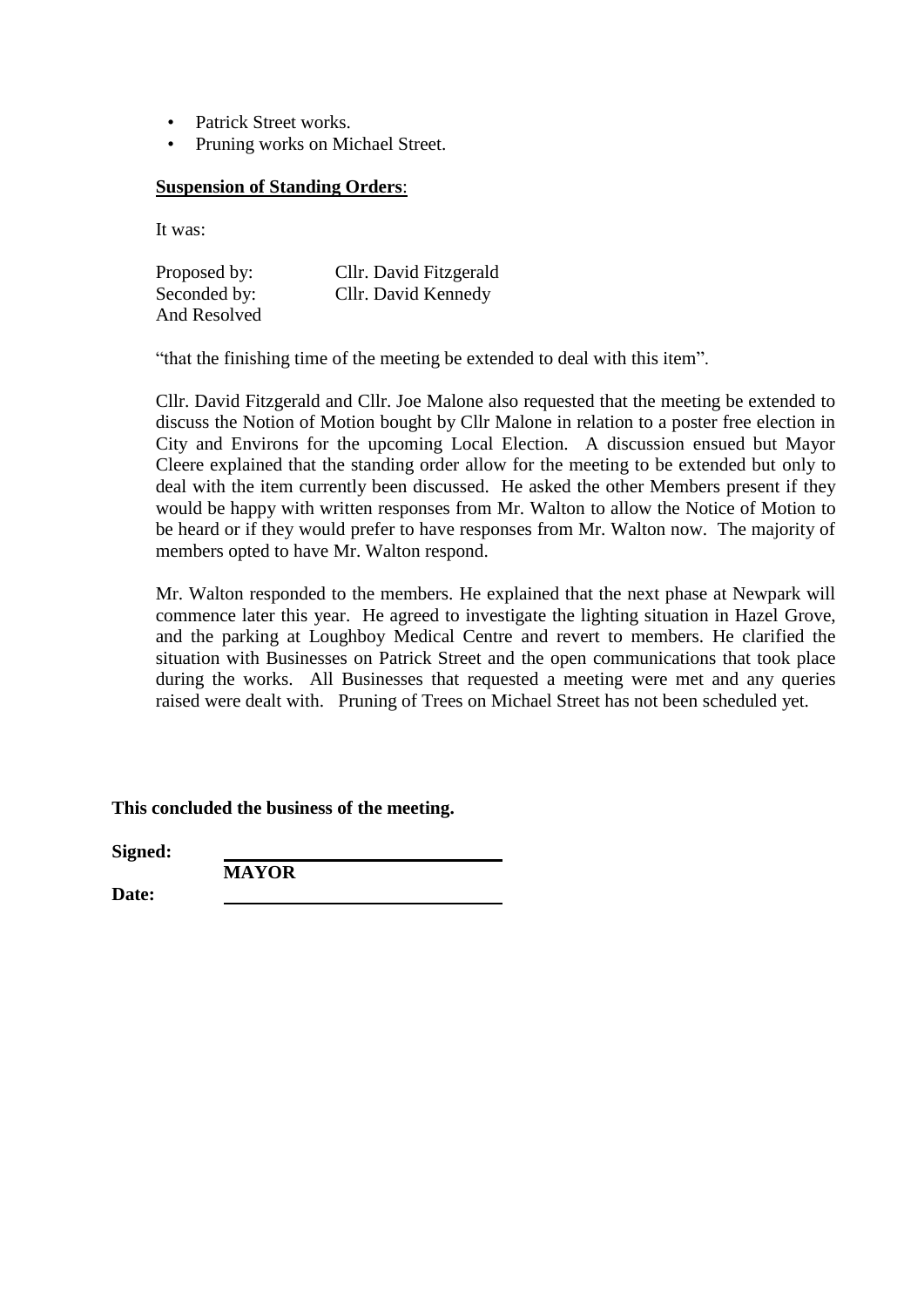- Patrick Street works.
- Pruning works on Michael Street.

**Suspension of Standing Orders**:

It was:

Proposed by: Cllr. David Fitzgerald
Seconded by: Cllr. David Kennedy
And Resolved

"that the finishing time of the meeting be extended to deal with this item".

Cllr. David Fitzgerald and Cllr. Joe Malone also requested that the meeting be extended to discuss the Notion of Motion bought by Cllr Malone in relation to a poster free election in City and Environs for the upcoming Local Election. A discussion ensued but Mayor Cleere explained that the standing order allow for the meeting to be extended but only to deal with the item currently been discussed. He asked the other Members present if they would be happy with written responses from Mr. Walton to allow the Notice of Motion to be heard or if they would prefer to have responses from Mr. Walton now. The majority of members opted to have Mr. Walton respond.

Mr. Walton responded to the members. He explained that the next phase at Newpark will commence later this year. He agreed to investigate the lighting situation in Hazel Grove, and the parking at Loughboy Medical Centre and revert to members. He clarified the situation with Businesses on Patrick Street and the open communications that took place during the works. All Businesses that requested a meeting were met and any queries raised were dealt with. Pruning of Trees on Michael Street has not been scheduled yet.

**This concluded the business of the meeting.**

**Signed:** ______________________________
**MAYOR**

**Date:** ______________________________